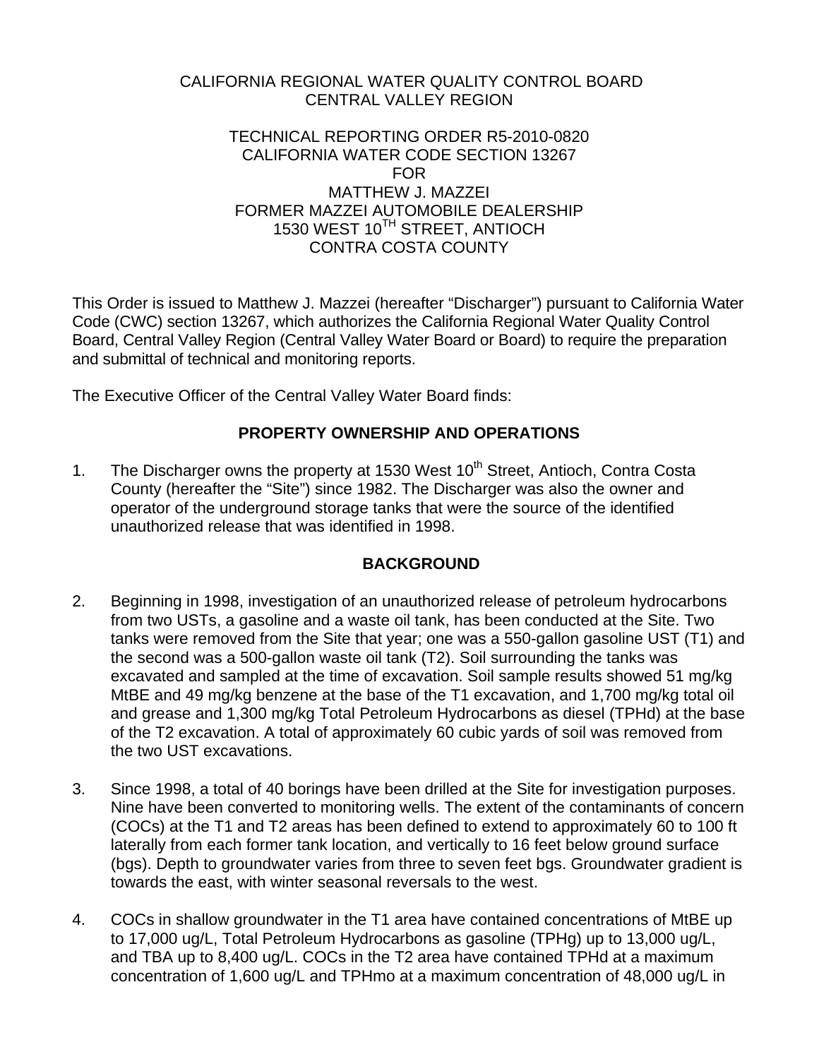CALIFORNIA REGIONAL WATER QUALITY CONTROL BOARD
CENTRAL VALLEY REGION

TECHNICAL REPORTING ORDER R5-2010-0820
CALIFORNIA WATER CODE SECTION 13267
FOR
MATTHEW J. MAZZEI
FORMER MAZZEI AUTOMOBILE DEALERSHIP
1530 WEST 10$^{TH}$ STREET, ANTIOCH
CONTRA COSTA COUNTY

This Order is issued to Matthew J. Mazzei (hereafter "Discharger") pursuant to California Water Code (CWC) section 13267, which authorizes the California Regional Water Quality Control Board, Central Valley Region (Central Valley Water Board or Board) to require the preparation and submittal of technical and monitoring reports.

The Executive Officer of the Central Valley Water Board finds:

## PROPERTY OWNERSHIP AND OPERATIONS

1. The Discharger owns the property at 1530 West 10$^{th}$ Street, Antioch, Contra Costa County (hereafter the "Site") since 1982. The Discharger was also the owner and operator of the underground storage tanks that were the source of the identified unauthorized release that was identified in 1998.

## BACKGROUND

2. Beginning in 1998, investigation of an unauthorized release of petroleum hydrocarbons from two USTs, a gasoline and a waste oil tank, has been conducted at the Site. Two tanks were removed from the Site that year; one was a 550-gallon gasoline UST (T1) and the second was a 500-gallon waste oil tank (T2). Soil surrounding the tanks was excavated and sampled at the time of excavation. Soil sample results showed 51 mg/kg MtBE and 49 mg/kg benzene at the base of the T1 excavation, and 1,700 mg/kg total oil and grease and 1,300 mg/kg Total Petroleum Hydrocarbons as diesel (TPHd) at the base of the T2 excavation. A total of approximately 60 cubic yards of soil was removed from the two UST excavations.

3. Since 1998, a total of 40 borings have been drilled at the Site for investigation purposes. Nine have been converted to monitoring wells. The extent of the contaminants of concern (COCs) at the T1 and T2 areas has been defined to extend to approximately 60 to 100 ft laterally from each former tank location, and vertically to 16 feet below ground surface (bgs). Depth to groundwater varies from three to seven feet bgs. Groundwater gradient is towards the east, with winter seasonal reversals to the west.

4. COCs in shallow groundwater in the T1 area have contained concentrations of MtBE up to 17,000 ug/L, Total Petroleum Hydrocarbons as gasoline (TPHg) up to 13,000 ug/L, and TBA up to 8,400 ug/L. COCs in the T2 area have contained TPHd at a maximum concentration of 1,600 ug/L and TPHmo at a maximum concentration of 48,000 ug/L in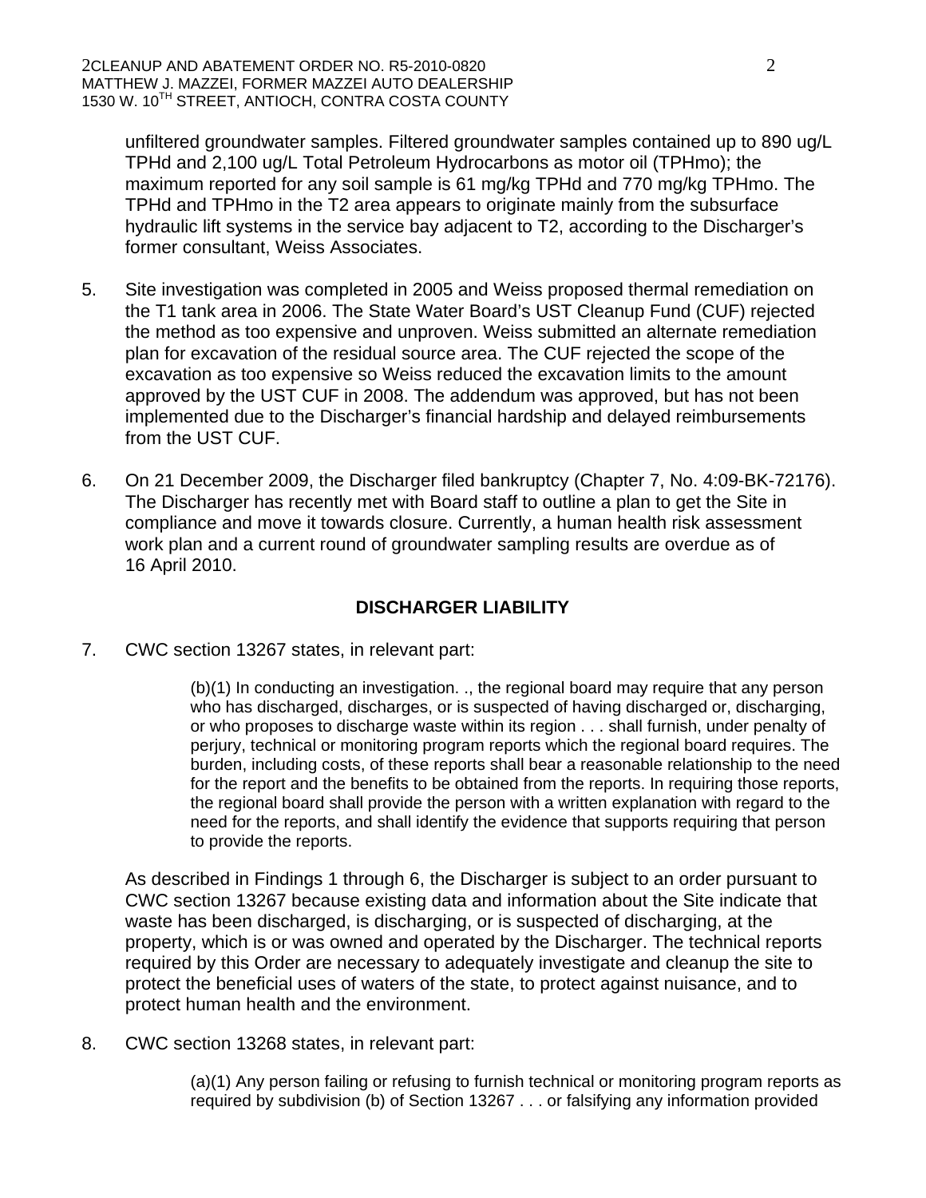unfiltered groundwater samples. Filtered groundwater samples contained up to 890 ug/L TPHd and 2,100 ug/L Total Petroleum Hydrocarbons as motor oil (TPHmo); the maximum reported for any soil sample is 61 mg/kg TPHd and 770 mg/kg TPHmo. The TPHd and TPHmo in the T2 area appears to originate mainly from the subsurface hydraulic lift systems in the service bay adjacent to T2, according to the Discharger's former consultant, Weiss Associates.

5. Site investigation was completed in 2005 and Weiss proposed thermal remediation on the T1 tank area in 2006. The State Water Board's UST Cleanup Fund (CUF) rejected the method as too expensive and unproven. Weiss submitted an alternate remediation plan for excavation of the residual source area. The CUF rejected the scope of the excavation as too expensive so Weiss reduced the excavation limits to the amount approved by the UST CUF in 2008. The addendum was approved, but has not been implemented due to the Discharger's financial hardship and delayed reimbursements from the UST CUF.

6. On 21 December 2009, the Discharger filed bankruptcy (Chapter 7, No. 4:09-BK-72176). The Discharger has recently met with Board staff to outline a plan to get the Site in compliance and move it towards closure. Currently, a human health risk assessment work plan and a current round of groundwater sampling results are overdue as of 16 April 2010.

## DISCHARGER LIABILITY

7. CWC section 13267 states, in relevant part:

> (b)(1) In conducting an investigation. ., the regional board may require that any person who has discharged, discharges, or is suspected of having discharged or, discharging, or who proposes to discharge waste within its region . . . shall furnish, under penalty of perjury, technical or monitoring program reports which the regional board requires. The burden, including costs, of these reports shall bear a reasonable relationship to the need for the report and the benefits to be obtained from the reports. In requiring those reports, the regional board shall provide the person with a written explanation with regard to the need for the reports, and shall identify the evidence that supports requiring that person to provide the reports.

As described in Findings 1 through 6, the Discharger is subject to an order pursuant to CWC section 13267 because existing data and information about the Site indicate that waste has been discharged, is discharging, or is suspected of discharging, at the property, which is or was owned and operated by the Discharger. The technical reports required by this Order are necessary to adequately investigate and cleanup the site to protect the beneficial uses of waters of the state, to protect against nuisance, and to protect human health and the environment.

8. CWC section 13268 states, in relevant part:

> (a)(1) Any person failing or refusing to furnish technical or monitoring program reports as required by subdivision (b) of Section 13267 . . . or falsifying any information provided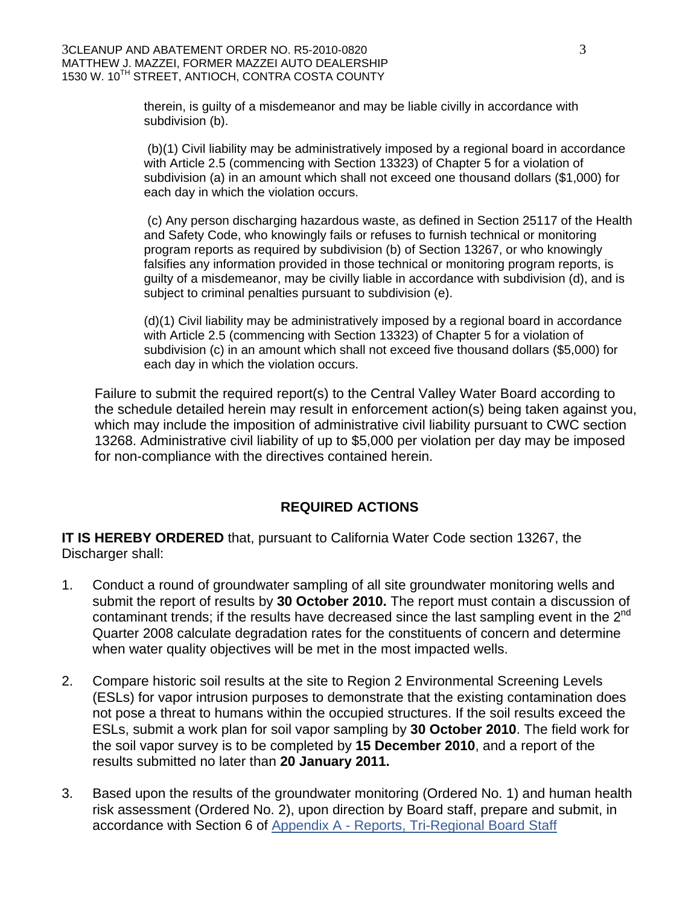therein, is guilty of a misdemeanor and may be liable civilly in accordance with subdivision (b).

(b)(1) Civil liability may be administratively imposed by a regional board in accordance with Article 2.5 (commencing with Section 13323) of Chapter 5 for a violation of subdivision (a) in an amount which shall not exceed one thousand dollars ($1,000) for each day in which the violation occurs.

(c) Any person discharging hazardous waste, as defined in Section 25117 of the Health and Safety Code, who knowingly fails or refuses to furnish technical or monitoring program reports as required by subdivision (b) of Section 13267, or who knowingly falsifies any information provided in those technical or monitoring program reports, is guilty of a misdemeanor, may be civilly liable in accordance with subdivision (d), and is subject to criminal penalties pursuant to subdivision (e).

(d)(1) Civil liability may be administratively imposed by a regional board in accordance with Article 2.5 (commencing with Section 13323) of Chapter 5 for a violation of subdivision (c) in an amount which shall not exceed five thousand dollars ($5,000) for each day in which the violation occurs.

Failure to submit the required report(s) to the Central Valley Water Board according to the schedule detailed herein may result in enforcement action(s) being taken against you, which may include the imposition of administrative civil liability pursuant to CWC section 13268. Administrative civil liability of up to $5,000 per violation per day may be imposed for non-compliance with the directives contained herein.

## REQUIRED ACTIONS

**IT IS HEREBY ORDERED** that, pursuant to California Water Code section 13267, the Discharger shall:

1. Conduct a round of groundwater sampling of all site groundwater monitoring wells and submit the report of results by **30 October 2010.** The report must contain a discussion of contaminant trends; if the results have decreased since the last sampling event in the 2nd Quarter 2008 calculate degradation rates for the constituents of concern and determine when water quality objectives will be met in the most impacted wells.

2. Compare historic soil results at the site to Region 2 Environmental Screening Levels (ESLs) for vapor intrusion purposes to demonstrate that the existing contamination does not pose a threat to humans within the occupied structures. If the soil results exceed the ESLs, submit a work plan for soil vapor sampling by **30 October 2010**. The field work for the soil vapor survey is to be completed by **15 December 2010**, and a report of the results submitted no later than **20 January 2011.**

3. Based upon the results of the groundwater monitoring (Ordered No. 1) and human health risk assessment (Ordered No. 2), upon direction by Board staff, prepare and submit, in accordance with Section 6 of Appendix A - Reports, Tri-Regional Board Staff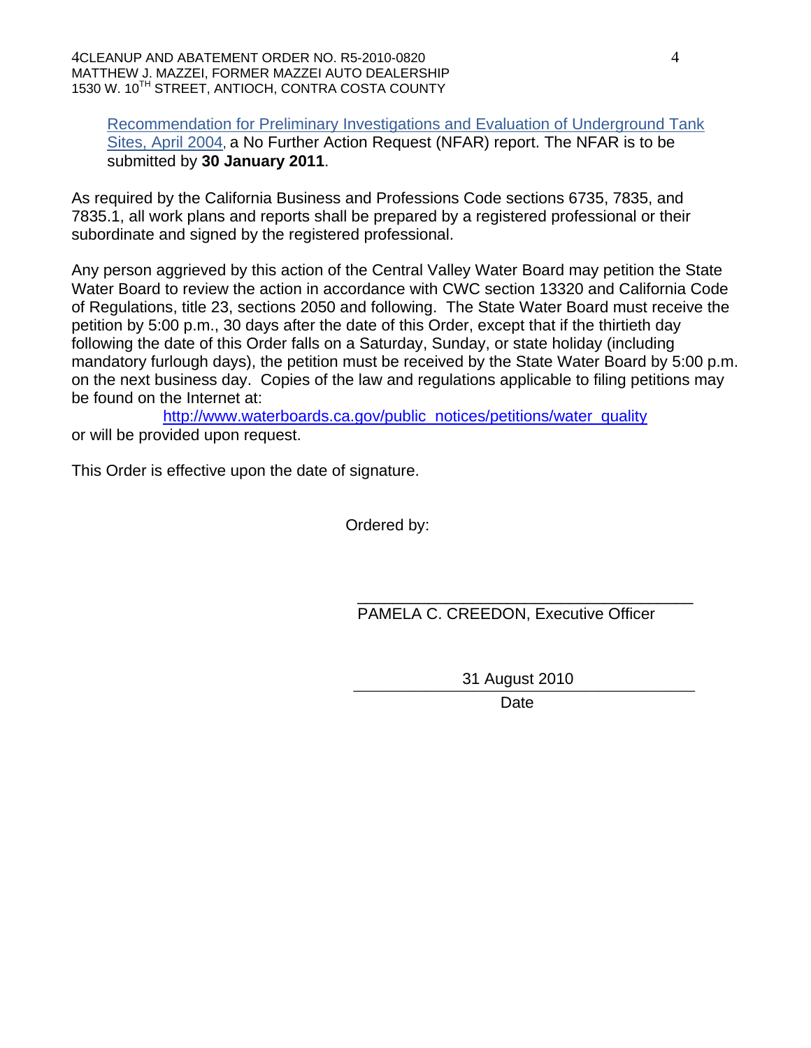Recommendation for Preliminary Investigations and Evaluation of Underground Tank Sites, April 2004, a No Further Action Request (NFAR) report. The NFAR is to be submitted by **30 January 2011**.

As required by the California Business and Professions Code sections 6735, 7835, and 7835.1, all work plans and reports shall be prepared by a registered professional or their subordinate and signed by the registered professional.

Any person aggrieved by this action of the Central Valley Water Board may petition the State Water Board to review the action in accordance with CWC section 13320 and California Code of Regulations, title 23, sections 2050 and following. The State Water Board must receive the petition by 5:00 p.m., 30 days after the date of this Order, except that if the thirtieth day following the date of this Order falls on a Saturday, Sunday, or state holiday (including mandatory furlough days), the petition must be received by the State Water Board by 5:00 p.m. on the next business day. Copies of the law and regulations applicable to filing petitions may be found on the Internet at:

http://www.waterboards.ca.gov/public_notices/petitions/water_quality

or will be provided upon request.

This Order is effective upon the date of signature.

Ordered by:

\_\_\_\_\_\_\_\_\_\_\_\_\_\_\_\_\_\_\_\_\_\_\_\_\_\_\_\_\_\_\_\_\_\_\_\_\_\_\_

PAMELA C. CREEDON, Executive Officer

31 August 2010

Date